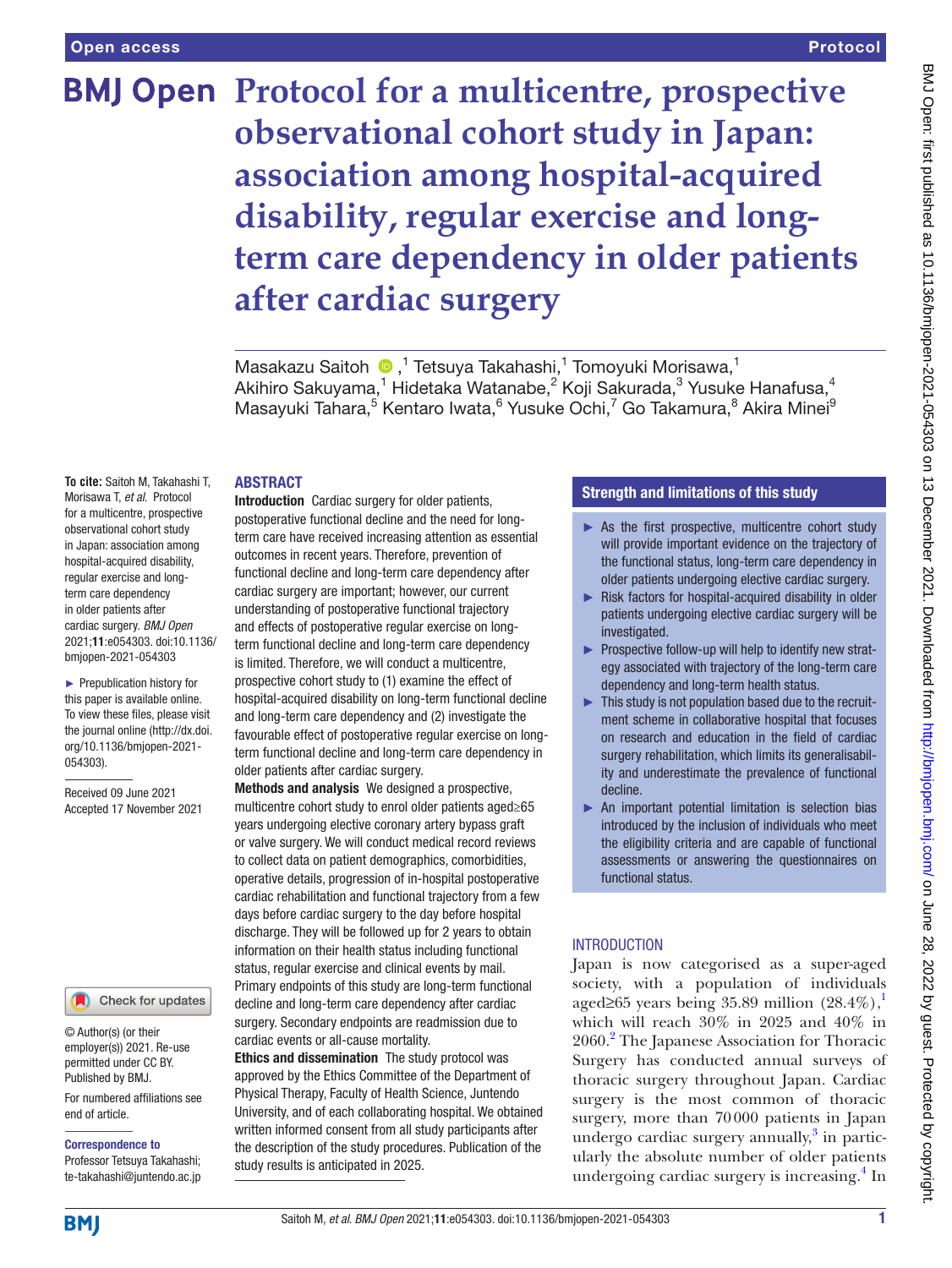# Protocol for a multicentre, prospective observational cohort study in Japan: association among hospital-acquired disability, regular exercise and long-term care dependency in older patients after cardiac surgery

Masakazu Saitoh,[1] Tetsuya Takahashi,[1] Tomoyuki Morisawa,[1] Akihiro Sakuyama,[1] Hidetaka Watanabe,[2] Koji Sakurada,[3] Yusuke Hanafusa,[4] Masayuki Tahara,[5] Kentaro Iwata,[6] Yusuke Ochi,[7] Go Takamura,[8] Akira Minei[9]

**To cite:** Saitoh M, Takahashi T, Morisawa T, *et al*. Protocol for a multicentre, prospective observational cohort study in Japan: association among hospital-acquired disability, regular exercise and long-term care dependency in older patients after cardiac surgery. *BMJ Open* 2021;**11**:e054303. doi:10.1136/bmjopen-2021-054303

► Prepublication history for this paper is available online. To view these files, please visit the journal online (http://dx.doi.org/10.1136/bmjopen-2021-054303).

Received 09 June 2021
Accepted 17 November 2021

© Author(s) (or their employer(s)) 2021. Re-use permitted under CC BY. Published by BMJ.

For numbered affiliations see end of article.

**Correspondence to**
Professor Tetsuya Takahashi; te-takahashi@juntendo.ac.jp

## ABSTRACT

**Introduction** Cardiac surgery for older patients, postoperative functional decline and the need for long-term care have received increasing attention as essential outcomes in recent years. Therefore, prevention of functional decline and long-term care dependency after cardiac surgery are important; however, our current understanding of postoperative functional trajectory and effects of postoperative regular exercise on long-term functional decline and long-term care dependency is limited. Therefore, we will conduct a multicentre, prospective cohort study to (1) examine the effect of hospital-acquired disability on long-term functional decline and long-term care dependency and (2) investigate the favourable effect of postoperative regular exercise on long-term functional decline and long-term care dependency in older patients after cardiac surgery.

**Methods and analysis** We designed a prospective, multicentre cohort study to enrol older patients aged≥65 years undergoing elective coronary artery bypass graft or valve surgery. We will conduct medical record reviews to collect data on patient demographics, comorbidities, operative details, progression of in-hospital postoperative cardiac rehabilitation and functional trajectory from a few days before cardiac surgery to the day before hospital discharge. They will be followed up for 2 years to obtain information on their health status including functional status, regular exercise and clinical events by mail. Primary endpoints of this study are long-term functional decline and long-term care dependency after cardiac surgery. Secondary endpoints are readmission due to cardiac events or all-cause mortality.

**Ethics and dissemination** The study protocol was approved by the Ethics Committee of the Department of Physical Therapy, Faculty of Health Science, Juntendo University, and of each collaborating hospital. We obtained written informed consent from all study participants after the description of the study procedures. Publication of the study results is anticipated in 2025.

## Strength and limitations of this study

- As the first prospective, multicentre cohort study will provide important evidence on the trajectory of the functional status, long-term care dependency in older patients undergoing elective cardiac surgery.
- Risk factors for hospital-acquired disability in older patients undergoing elective cardiac surgery will be investigated.
- Prospective follow-up will help to identify new strategy associated with trajectory of the long-term care dependency and long-term health status.
- This study is not population based due to the recruitment scheme in collaborative hospital that focuses on research and education in the field of cardiac surgery rehabilitation, which limits its generalisability and underestimate the prevalence of functional decline.
- An important potential limitation is selection bias introduced by the inclusion of individuals who meet the eligibility criteria and are capable of functional assessments or answering the questionnaires on functional status.

## INTRODUCTION

Japan is now categorised as a super-aged society, with a population of individuals aged≥65 years being 35.89 million (28.4%),[1] which will reach 30% in 2025 and 40% in 2060.[2] The Japanese Association for Thoracic Surgery has conducted annual surveys of thoracic surgery throughout Japan. Cardiac surgery is the most common of thoracic surgery, more than 70000 patients in Japan undergo cardiac surgery annually,[3] in particularly the absolute number of older patients undergoing cardiac surgery is increasing.[4] In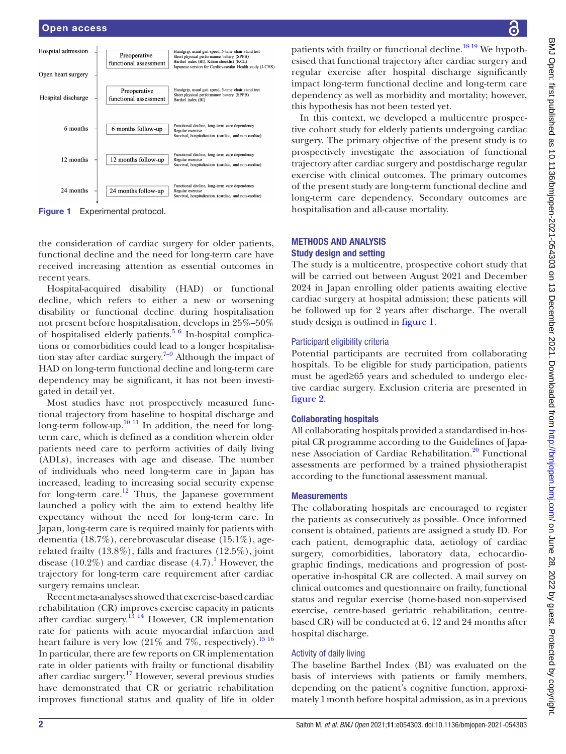Figure 1 Experimental protocol.

the consideration of cardiac surgery for older patients, functional decline and the need for long-term care have received increasing attention as essential outcomes in recent years.

Hospital-acquired disability (HAD) or functional decline, which refers to either a new or worsening disability or functional decline during hospitalisation not present before hospitalisation, develops in 25%–50% of hospitalised elderly patients.[5,6] In-hospital complications or comorbidities could lead to a longer hospitalisation stay after cardiac surgery.[7–9] Although the impact of HAD on long-term functional decline and long-term care dependency may be significant, it has not been investigated in detail yet.

Most studies have not prospectively measured functional trajectory from baseline to hospital discharge and long-term follow-up.[10,11] In addition, the need for long-term care, which is defined as a condition wherein older patients need care to perform activities of daily living (ADLs), increases with age and disease. The number of individuals who need long-term care in Japan has increased, leading to increasing social security expense for long-term care.[12] Thus, the Japanese government launched a policy with the aim to extend healthy life expectancy without the need for long-term care. In Japan, long-term care is required mainly for patients with dementia (18.7%), cerebrovascular disease (15.1%), age-related frailty (13.8%), falls and fractures (12.5%), joint disease (10.2%) and cardiac disease (4.7).[1] However, the trajectory for long-term care requirement after cardiac surgery remains unclear.

Recent meta-analyses showed that exercise-based cardiac rehabilitation (CR) improves exercise capacity in patients after cardiac surgery.[13,14] However, CR implementation rate for patients with acute myocardial infarction and heart failure is very low (21% and 7%, respectively).[15,16] In particular, there are few reports on CR implementation rate in older patients with frailty or functional disability after cardiac surgery.[17] However, several previous studies have demonstrated that CR or geriatric rehabilitation improves functional status and quality of life in older patients with frailty or functional decline.[18,19] We hypothesised that functional trajectory after cardiac surgery and regular exercise after hospital discharge significantly impact long-term functional decline and long-term care dependency as well as morbidity and mortality; however, this hypothesis has not been tested yet.

In this context, we developed a multicentre prospective cohort study for elderly patients undergoing cardiac surgery. The primary objective of the present study is to prospectively investigate the association of functional trajectory after cardiac surgery and postdischarge regular exercise with clinical outcomes. The primary outcomes of the present study are long-term functional decline and long-term care dependency. Secondary outcomes are hospitalisation and all-cause mortality.

## METHODS AND ANALYSIS

### Study design and setting

The study is a multicentre, prospective cohort study that will be carried out between August 2021 and December 2024 in Japan enrolling older patients awaiting elective cardiac surgery at hospital admission; these patients will be followed up for 2 years after discharge. The overall study design is outlined in figure 1.

#### Participant eligibility criteria

Potential participants are recruited from collaborating hospitals. To be eligible for study participation, patients must be aged≥65 years and scheduled to undergo elective cardiac surgery. Exclusion criteria are presented in figure 2.

### Collaborating hospitals

All collaborating hospitals provided a standardised in-hospital CR programme according to the Guidelines of Japanese Association of Cardiac Rehabilitation.[20] Functional assessments are performed by a trained physiotherapist according to the functional assessment manual.

### Measurements

The collaborating hospitals are encouraged to register the patients as consecutively as possible. Once informed consent is obtained, patients are assigned a study ID. For each patient, demographic data, aetiology of cardiac surgery, comorbidities, laboratory data, echocardiographic findings, medications and progression of postoperative in-hospital CR are collected. A mail survey on clinical outcomes and questionnaire on frailty, functional status and regular exercise (home-based non-supervised exercise, centre-based geriatric rehabilitation, centre-based CR) will be conducted at 6, 12 and 24 months after hospital discharge.

#### Activity of daily living

The baseline Barthel Index (BI) was evaluated on the basis of interviews with patients or family members, depending on the patient's cognitive function, approximately 1 month before hospital admission, as in a previous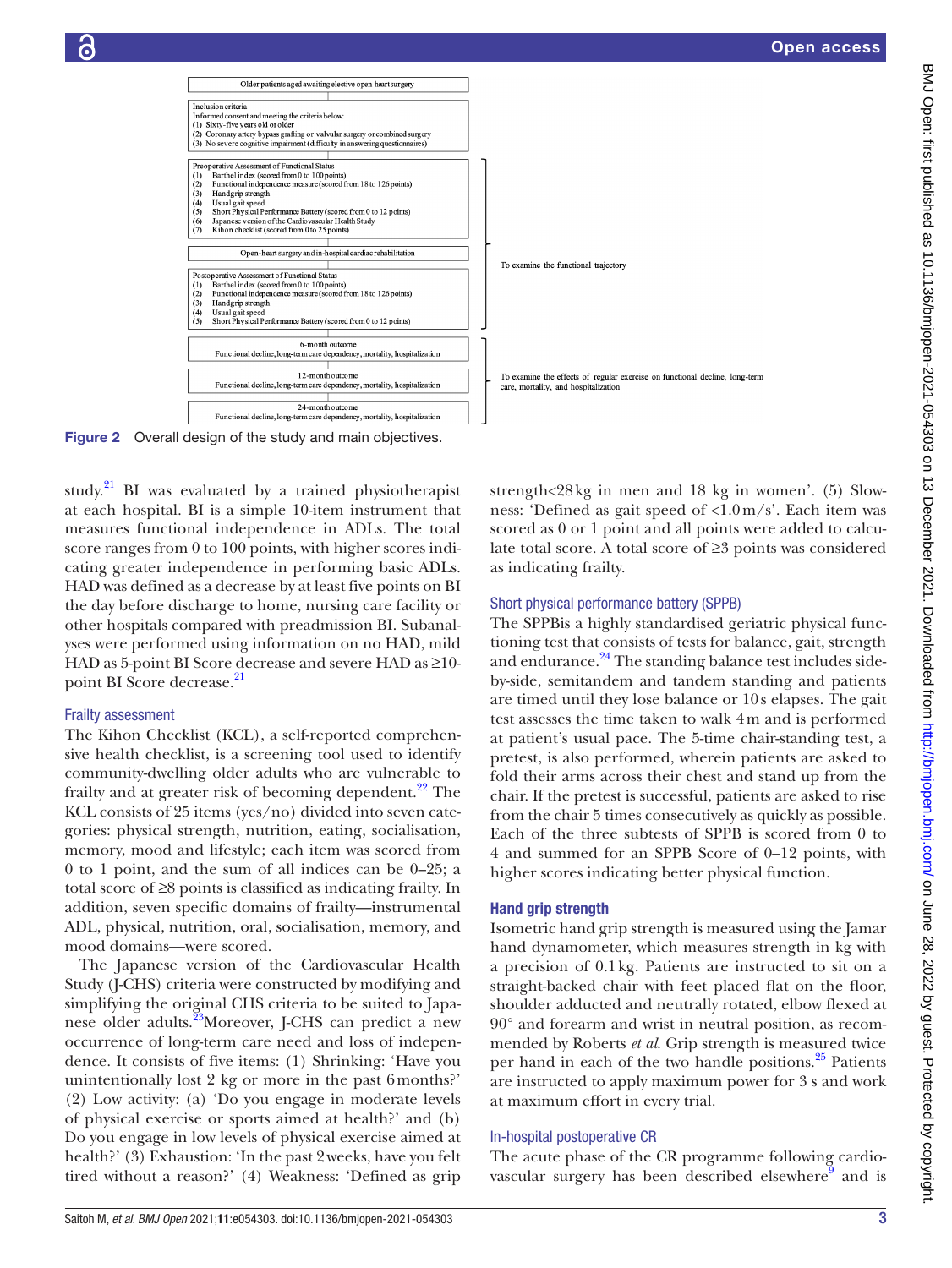Older patients aged awaiting elective open-heart surgery

Inclusion criteria
Informed consent and meeting the criteria below:
(1) Sixty-five years old or older
(2) Coronary artery bypass grafting or valvular surgery or combined surgery
(3) No severe cognitive impairment (difficulty in answering questionnaires)

Preoperative Assessment of Functional Status
(1) Barthel index (scored from 0 to 100 points)
(2) Functional independence measure (scored from 18 to 126 points)
(3) Handgrip strength
(4) Usual gait speed
(5) Short Physical Performance Battery (scored from 0 to 12 points)
(6) Japanese version of the Cardiovascular Health Study
(7) Kihon checklist (scored from 0 to 25 points)

Open-heart surgery and in-hospital cardiac rehabilitation

Postoperative Assessment of Functional Status
(1) Barthel index (scored from 0 to 100 points)
(2) Functional independence measure (scored from 18 to 126 points)
(3) Handgrip strength
(4) Usual gait speed
(5) Short Physical Performance Battery (scored from 0 to 12 points)

To examine the functional trajectory

6-month outcome
Functional decline, long-term care dependency, mortality, hospitalization

12-month outcome
Functional decline, long-term care dependency, mortality, hospitalization

24-month outcome
Functional decline, long-term care dependency, mortality, hospitalization

To examine the effects of regular exercise on functional decline, long-term care, mortality, and hospitalization

**Figure 2** Overall design of the study and main objectives.

study.[21] BI was evaluated by a trained physiotherapist at each hospital. BI is a simple 10-item instrument that measures functional independence in ADLs. The total score ranges from 0 to 100 points, with higher scores indicating greater independence in performing basic ADLs. HAD was defined as a decrease by at least five points on BI the day before discharge to home, nursing care facility or other hospitals compared with preadmission BI. Subanalyses were performed using information on no HAD, mild HAD as 5-point BI Score decrease and severe HAD as ≥10-point BI Score decrease.[21]

### Frailty assessment

The Kihon Checklist (KCL), a self-reported comprehensive health checklist, is a screening tool used to identify community-dwelling older adults who are vulnerable to frailty and at greater risk of becoming dependent.[22] The KCL consists of 25 items (yes/no) divided into seven categories: physical strength, nutrition, eating, socialisation, memory, mood and lifestyle; each item was scored from 0 to 1 point, and the sum of all indices can be 0–25; a total score of ≥8 points is classified as indicating frailty. In addition, seven specific domains of frailty—instrumental ADL, physical, nutrition, oral, socialisation, memory, and mood domains—were scored.

The Japanese version of the Cardiovascular Health Study (J-CHS) criteria were constructed by modifying and simplifying the original CHS criteria to be suited to Japanese older adults.[23] Moreover, J-CHS can predict a new occurrence of long-term care need and loss of independence. It consists of five items: (1) Shrinking: 'Have you unintentionally lost 2 kg or more in the past 6 months?' (2) Low activity: (a) 'Do you engage in moderate levels of physical exercise or sports aimed at health?' and (b) Do you engage in low levels of physical exercise aimed at health?' (3) Exhaustion: 'In the past 2 weeks, have you felt tired without a reason?' (4) Weakness: 'Defined as grip strength<28 kg in men and 18 kg in women'. (5) Slowness: 'Defined as gait speed of <1.0 m/s'. Each item was scored as 0 or 1 point and all points were added to calculate total score. A total score of ≥3 points was considered as indicating frailty.

### Short physical performance battery (SPPB)

The SPPBis a highly standardised geriatric physical functioning test that consists of tests for balance, gait, strength and endurance.[24] The standing balance test includes side-by-side, semitandem and tandem standing and patients are timed until they lose balance or 10 s elapses. The gait test assesses the time taken to walk 4 m and is performed at patient's usual pace. The 5-time chair-standing test, a pretest, is also performed, wherein patients are asked to fold their arms across their chest and stand up from the chair. If the pretest is successful, patients are asked to rise from the chair 5 times consecutively as quickly as possible. Each of the three subtests of SPPB is scored from 0 to 4 and summed for an SPPB Score of 0–12 points, with higher scores indicating better physical function.

### Hand grip strength

Isometric hand grip strength is measured using the Jamar hand dynamometer, which measures strength in kg with a precision of 0.1 kg. Patients are instructed to sit on a straight-backed chair with feet placed flat on the floor, shoulder adducted and neutrally rotated, elbow flexed at 90° and forearm and wrist in neutral position, as recommended by Roberts *et al*. Grip strength is measured twice per hand in each of the two handle positions.[25] Patients are instructed to apply maximum power for 3 s and work at maximum effort in every trial.

### In-hospital postoperative CR

The acute phase of the CR programme following cardiovascular surgery has been described elsewhere[9] and is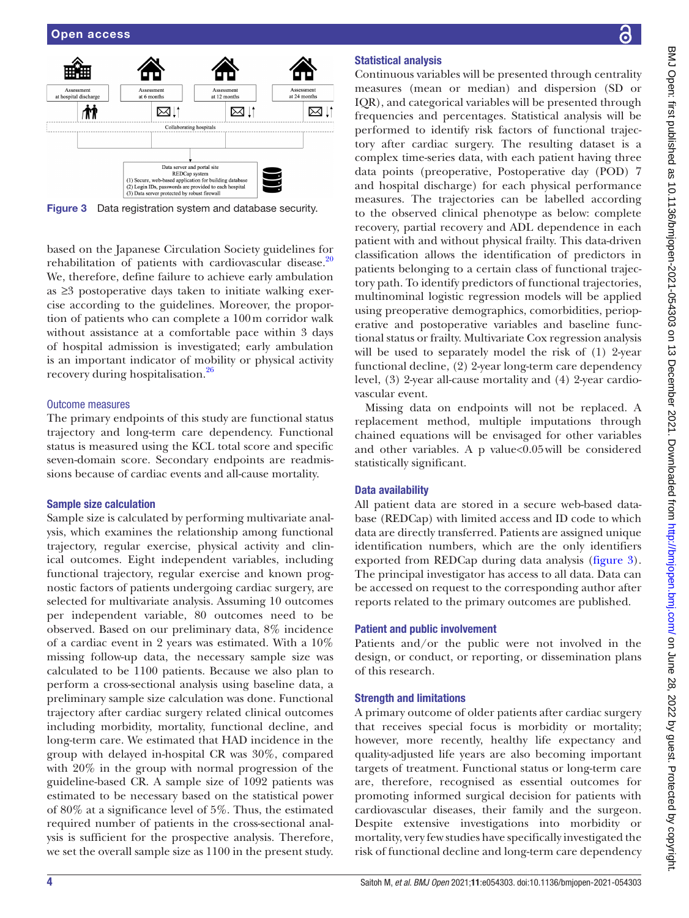Figure 3 Data registration system and database security.

based on the Japanese Circulation Society guidelines for rehabilitation of patients with cardiovascular disease.[20] We, therefore, define failure to achieve early ambulation as ≥3 postoperative days taken to initiate walking exercise according to the guidelines. Moreover, the proportion of patients who can complete a 100 m corridor walk without assistance at a comfortable pace within 3 days of hospital admission is investigated; early ambulation is an important indicator of mobility or physical activity recovery during hospitalisation.[26]

### Outcome measures

The primary endpoints of this study are functional status trajectory and long-term care dependency. Functional status is measured using the KCL total score and specific seven-domain score. Secondary endpoints are readmissions because of cardiac events and all-cause mortality.

## Sample size calculation

Sample size is calculated by performing multivariate analysis, which examines the relationship among functional trajectory, regular exercise, physical activity and clinical outcomes. Eight independent variables, including functional trajectory, regular exercise and known prognostic factors of patients undergoing cardiac surgery, are selected for multivariate analysis. Assuming 10 outcomes per independent variable, 80 outcomes need to be observed. Based on our preliminary data, 8% incidence of a cardiac event in 2 years was estimated. With a 10% missing follow-up data, the necessary sample size was calculated to be 1100 patients. Because we also plan to perform a cross-sectional analysis using baseline data, a preliminary sample size calculation was done. Functional trajectory after cardiac surgery related clinical outcomes including morbidity, mortality, functional decline, and long-term care. We estimated that HAD incidence in the group with delayed in-hospital CR was 30%, compared with 20% in the group with normal progression of the guideline-based CR. A sample size of 1092 patients was estimated to be necessary based on the statistical power of 80% at a significance level of 5%. Thus, the estimated required number of patients in the cross-sectional analysis is sufficient for the prospective analysis. Therefore, we set the overall sample size as 1100 in the present study.

## Statistical analysis

Continuous variables will be presented through centrality measures (mean or median) and dispersion (SD or IQR), and categorical variables will be presented through frequencies and percentages. Statistical analysis will be performed to identify risk factors of functional trajectory after cardiac surgery. The resulting dataset is a complex time-series data, with each patient having three data points (preoperative, Postoperative day (POD) 7 and hospital discharge) for each physical performance measures. The trajectories can be labelled according to the observed clinical phenotype as below: complete recovery, partial recovery and ADL dependence in each patient with and without physical frailty. This data-driven classification allows the identification of predictors in patients belonging to a certain class of functional trajectory path. To identify predictors of functional trajectories, multinominal logistic regression models will be applied using preoperative demographics, comorbidities, perioperative and postoperative variables and baseline functional status or frailty. Multivariate Cox regression analysis will be used to separately model the risk of (1) 2-year functional decline, (2) 2-year long-term care dependency level, (3) 2-year all-cause mortality and (4) 2-year cardiovascular event.

Missing data on endpoints will not be replaced. A replacement method, multiple imputations through chained equations will be envisaged for other variables and other variables. A p value<0.05 will be considered statistically significant.

## Data availability

All patient data are stored in a secure web-based database (REDCap) with limited access and ID code to which data are directly transferred. Patients are assigned unique identification numbers, which are the only identifiers exported from REDCap during data analysis (figure 3). The principal investigator has access to all data. Data can be accessed on request to the corresponding author after reports related to the primary outcomes are published.

## Patient and public involvement

Patients and/or the public were not involved in the design, or conduct, or reporting, or dissemination plans of this research.

## Strength and limitations

A primary outcome of older patients after cardiac surgery that receives special focus is morbidity or mortality; however, more recently, healthy life expectancy and quality-adjusted life years are also becoming important targets of treatment. Functional status or long-term care are, therefore, recognised as essential outcomes for promoting informed surgical decision for patients with cardiovascular diseases, their family and the surgeon. Despite extensive investigations into morbidity or mortality, very few studies have specifically investigated the risk of functional decline and long-term care dependency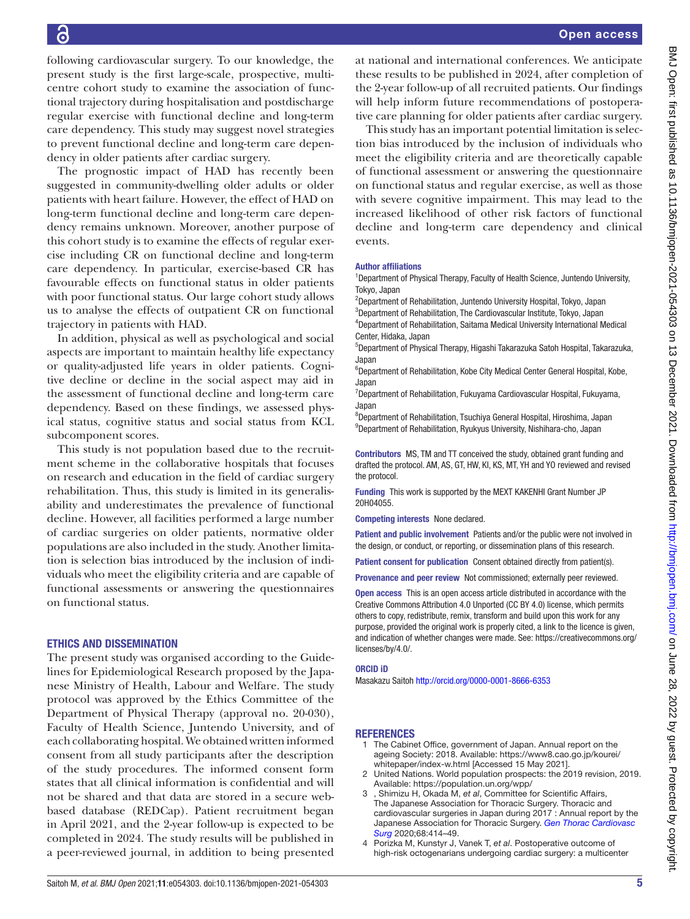following cardiovascular surgery. To our knowledge, the present study is the first large-scale, prospective, multicentre cohort study to examine the association of functional trajectory during hospitalisation and postdischarge regular exercise with functional decline and long-term care dependency. This study may suggest novel strategies to prevent functional decline and long-term care dependency in older patients after cardiac surgery.

The prognostic impact of HAD has recently been suggested in community-dwelling older adults or older patients with heart failure. However, the effect of HAD on long-term functional decline and long-term care dependency remains unknown. Moreover, another purpose of this cohort study is to examine the effects of regular exercise including CR on functional decline and long-term care dependency. In particular, exercise-based CR has favourable effects on functional status in older patients with poor functional status. Our large cohort study allows us to analyse the effects of outpatient CR on functional trajectory in patients with HAD.

In addition, physical as well as psychological and social aspects are important to maintain healthy life expectancy or quality-adjusted life years in older patients. Cognitive decline or decline in the social aspect may aid in the assessment of functional decline and long-term care dependency. Based on these findings, we assessed physical status, cognitive status and social status from KCL subcomponent scores.

This study is not population based due to the recruitment scheme in the collaborative hospitals that focuses on research and education in the field of cardiac surgery rehabilitation. Thus, this study is limited in its generalisability and underestimates the prevalence of functional decline. However, all facilities performed a large number of cardiac surgeries on older patients, normative older populations are also included in the study. Another limitation is selection bias introduced by the inclusion of individuals who meet the eligibility criteria and are capable of functional assessments or answering the questionnaires on functional status.

## ETHICS AND DISSEMINATION

The present study was organised according to the Guidelines for Epidemiological Research proposed by the Japanese Ministry of Health, Labour and Welfare. The study protocol was approved by the Ethics Committee of the Department of Physical Therapy (approval no. 20-030), Faculty of Health Science, Juntendo University, and of each collaborating hospital. We obtained written informed consent from all study participants after the description of the study procedures. The informed consent form states that all clinical information is confidential and will not be shared and that data are stored in a secure web-based database (REDCap). Patient recruitment began in April 2021, and the 2-year follow-up is expected to be completed in 2024. The study results will be published in a peer-reviewed journal, in addition to being presented at national and international conferences. We anticipate these results to be published in 2024, after completion of the 2-year follow-up of all recruited patients. Our findings will help inform future recommendations of postoperative care planning for older patients after cardiac surgery.

This study has an important potential limitation is selection bias introduced by the inclusion of individuals who meet the eligibility criteria and are theoretically capable of functional assessment or answering the questionnaire on functional status and regular exercise, as well as those with severe cognitive impairment. This may lead to the increased likelihood of other risk factors of functional decline and long-term care dependency and clinical events.

**Author affiliations**

[1]Department of Physical Therapy, Faculty of Health Science, Juntendo University, Tokyo, Japan
[2]Department of Rehabilitation, Juntendo University Hospital, Tokyo, Japan
[3]Department of Rehabilitation, The Cardiovascular Institute, Tokyo, Japan
[4]Department of Rehabilitation, Saitama Medical University International Medical Center, Hidaka, Japan
[5]Department of Physical Therapy, Higashi Takarazuka Satoh Hospital, Takarazuka, Japan
[6]Department of Rehabilitation, Kobe City Medical Center General Hospital, Kobe, Japan
[7]Department of Rehabilitation, Fukuyama Cardiovascular Hospital, Fukuyama, Japan
[8]Department of Rehabilitation, Tsuchiya General Hospital, Hiroshima, Japan
[9]Department of Rehabilitation, Ryukyus University, Nishihara-cho, Japan

**Contributors** MS, TM and TT conceived the study, obtained grant funding and drafted the protocol. AM, AS, GT, HW, KI, KS, MT, YH and YO reviewed and revised the protocol.

**Funding** This work is supported by the MEXT KAKENHI Grant Number JP 20H04055.

**Competing interests** None declared.

**Patient and public involvement** Patients and/or the public were not involved in the design, or conduct, or reporting, or dissemination plans of this research.

**Patient consent for publication** Consent obtained directly from patient(s).

**Provenance and peer review** Not commissioned; externally peer reviewed.

**Open access** This is an open access article distributed in accordance with the Creative Commons Attribution 4.0 Unported (CC BY 4.0) license, which permits others to copy, redistribute, remix, transform and build upon this work for any purpose, provided the original work is properly cited, a link to the licence is given, and indication of whether changes were made. See: https://creativecommons.org/licenses/by/4.0/.

**ORCID iD**

Masakazu Saitoh http://orcid.org/0000-0001-8666-6353

## REFERENCES

1. The Cabinet Office, government of Japan. Annual report on the ageing Society: 2018. Available: https://www8.cao.go.jp/kourei/whitepaper/index-w.html [Accessed 15 May 2021].
2. United Nations. World population prospects: the 2019 revision, 2019. Available: https://population.un.org/wpp/
3. , Shimizu H, Okada M, *et al*, Committee for Scientific Affairs, The Japanese Association for Thoracic Surgery. Thoracic and cardiovascular surgeries in Japan during 2017 : Annual report by the Japanese Association for Thoracic Surgery. *Gen Thorac Cardiovasc Surg* 2020;68:414–49.
4. Porizka M, Kunstyr J, Vanek T, *et al*. Postoperative outcome of high-risk octogenarians undergoing cardiac surgery: a multicenter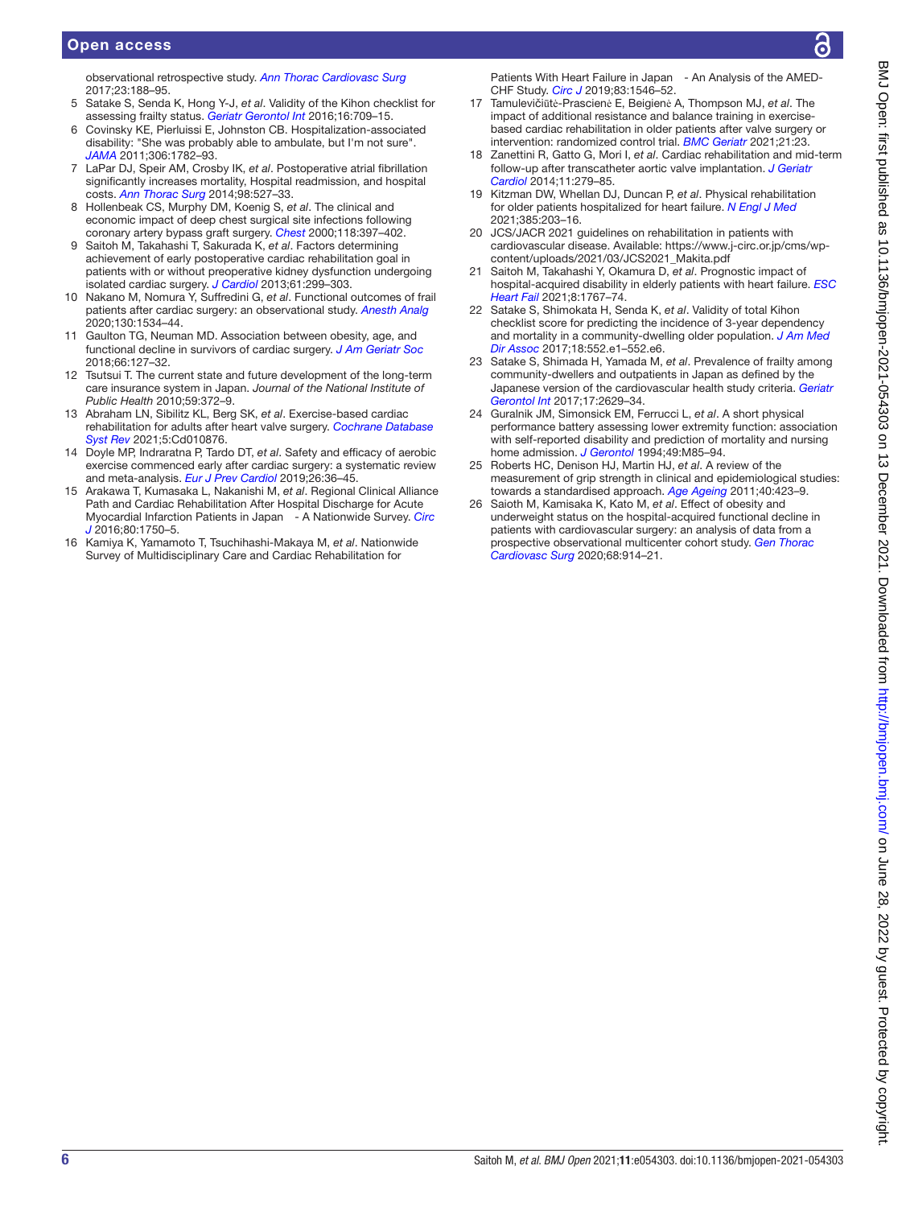observational retrospective study. *Ann Thorac Cardiovasc Surg* 2017;23:188–95.

5. Satake S, Senda K, Hong Y-J, *et al*. Validity of the Kihon checklist for assessing frailty status. *Geriatr Gerontol Int* 2016;16:709–15.
6. Covinsky KE, Pierluissi E, Johnston CB. Hospitalization-associated disability: "She was probably able to ambulate, but I'm not sure". *JAMA* 2011;306:1782–93.
7. LaPar DJ, Speir AM, Crosby IK, *et al*. Postoperative atrial fibrillation significantly increases mortality, Hospital readmission, and hospital costs. *Ann Thorac Surg* 2014;98:527–33.
8. Hollenbeak CS, Murphy DM, Koenig S, *et al*. The clinical and economic impact of deep chest surgical site infections following coronary artery bypass graft surgery. *Chest* 2000;118:397–402.
9. Saitoh M, Takahashi T, Sakurada K, *et al*. Factors determining achievement of early postoperative cardiac rehabilitation goal in patients with or without preoperative kidney dysfunction undergoing isolated cardiac surgery. *J Cardiol* 2013;61:299–303.
10. Nakano M, Nomura Y, Suffredini G, *et al*. Functional outcomes of frail patients after cardiac surgery: an observational study. *Anesth Analg* 2020;130:1534–44.
11. Gaulton TG, Neuman MD. Association between obesity, age, and functional decline in survivors of cardiac surgery. *J Am Geriatr Soc* 2018;66:127–32.
12. Tsutsui T. The current state and future development of the long-term care insurance system in Japan. *Journal of the National Institute of Public Health* 2010;59:372–9.
13. Abraham LN, Sibilitz KL, Berg SK, *et al*. Exercise-based cardiac rehabilitation for adults after heart valve surgery. *Cochrane Database Syst Rev* 2021;5:Cd010876.
14. Doyle MP, Indraratna P, Tardo DT, *et al*. Safety and efficacy of aerobic exercise commenced early after cardiac surgery: a systematic review and meta-analysis. *Eur J Prev Cardiol* 2019;26:36–45.
15. Arakawa T, Kumasaka L, Nakanishi M, *et al*. Regional Clinical Alliance Path and Cardiac Rehabilitation After Hospital Discharge for Acute Myocardial Infarction Patients in Japan - A Nationwide Survey. *Circ J* 2016;80:1750–5.
16. Kamiya K, Yamamoto T, Tsuchihashi-Makaya M, *et al*. Nationwide Survey of Multidisciplinary Care and Cardiac Rehabilitation for Patients With Heart Failure in Japan - An Analysis of the AMED-CHF Study. *Circ J* 2019;83:1546–52.
17. Tamulevičiūtė-Prascienė E, Beigienė A, Thompson MJ, *et al*. The impact of additional resistance and balance training in exercise-based cardiac rehabilitation in older patients after valve surgery or intervention: randomized control trial. *BMC Geriatr* 2021;21:23.
18. Zanettini R, Gatto G, Mori I, *et al*. Cardiac rehabilitation and mid-term follow-up after transcatheter aortic valve implantation. *J Geriatr Cardiol* 2014;11:279–85.
19. Kitzman DW, Whellan DJ, Duncan P, *et al*. Physical rehabilitation for older patients hospitalized for heart failure. *N Engl J Med* 2021;385:203–16.
20. JCS/JACR 2021 guidelines on rehabilitation in patients with cardiovascular disease. Available: https://www.j-circ.or.jp/cms/wp-content/uploads/2021/03/JCS2021_Makita.pdf
21. Saitoh M, Takahashi Y, Okamura D, *et al*. Prognostic impact of hospital-acquired disability in elderly patients with heart failure. *ESC Heart Fail* 2021;8:1767–74.
22. Satake S, Shimokata H, Senda K, *et al*. Validity of total Kihon checklist score for predicting the incidence of 3-year dependency and mortality in a community-dwelling older population. *J Am Med Dir Assoc* 2017;18:552.e1–552.e6.
23. Satake S, Shimada H, Yamada M, *et al*. Prevalence of frailty among community-dwellers and outpatients in Japan as defined by the Japanese version of the cardiovascular health study criteria. *Geriatr Gerontol Int* 2017;17:2629–34.
24. Guralnik JM, Simonsick EM, Ferrucci L, *et al*. A short physical performance battery assessing lower extremity function: association with self-reported disability and prediction of mortality and nursing home admission. *J Gerontol* 1994;49:M85–94.
25. Roberts HC, Denison HJ, Martin HJ, *et al*. A review of the measurement of grip strength in clinical and epidemiological studies: towards a standardised approach. *Age Ageing* 2011;40:423–9.
26. Saioth M, Kamisaka K, Kato M, *et al*. Effect of obesity and underweight status on the hospital-acquired functional decline in patients with cardiovascular surgery: an analysis of data from a prospective observational multicenter cohort study. *Gen Thorac Cardiovasc Surg* 2020;68:914–21.